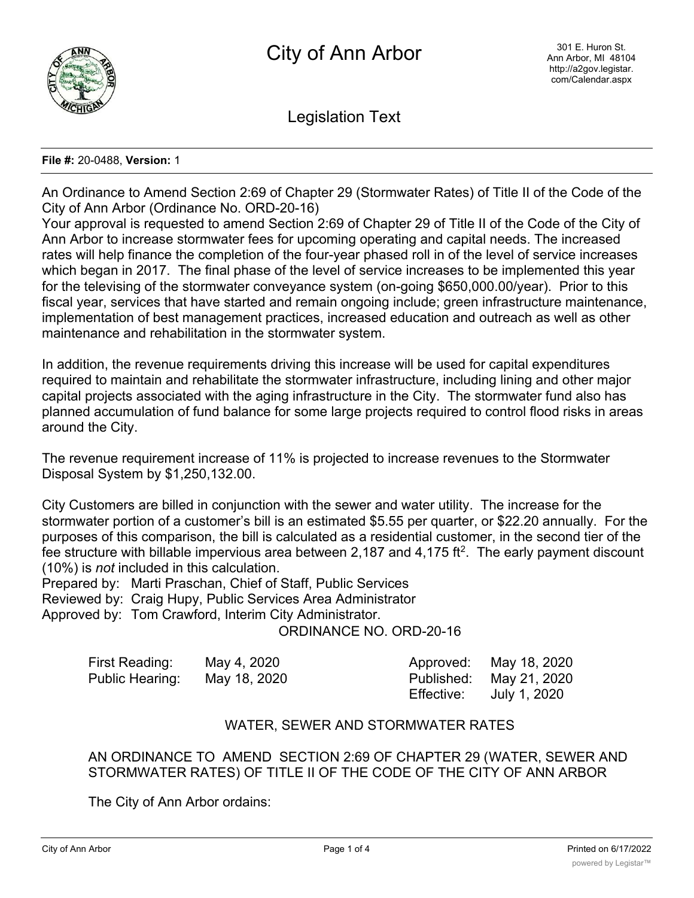# City of Ann Arbor

301 E. Huron St.
Ann Arbor, MI 48104
http://a2gov.legistar.com/Calendar.aspx

## Legislation Text

**File #:** 20-0488, **Version:** 1

An Ordinance to Amend Section 2:69 of Chapter 29 (Stormwater Rates) of Title II of the Code of the City of Ann Arbor (Ordinance No. ORD-20-16)

Your approval is requested to amend Section 2:69 of Chapter 29 of Title II of the Code of the City of Ann Arbor to increase stormwater fees for upcoming operating and capital needs. The increased rates will help finance the completion of the four-year phased roll in of the level of service increases which began in 2017. The final phase of the level of service increases to be implemented this year for the televising of the stormwater conveyance system (on-going $650,000.00/year). Prior to this fiscal year, services that have started and remain ongoing include; green infrastructure maintenance, implementation of best management practices, increased education and outreach as well as other maintenance and rehabilitation in the stormwater system.

In addition, the revenue requirements driving this increase will be used for capital expenditures required to maintain and rehabilitate the stormwater infrastructure, including lining and other major capital projects associated with the aging infrastructure in the City. The stormwater fund also has planned accumulation of fund balance for some large projects required to control flood risks in areas around the City.

The revenue requirement increase of 11% is projected to increase revenues to the Stormwater Disposal System by $1,250,132.00.

City Customers are billed in conjunction with the sewer and water utility. The increase for the stormwater portion of a customer's bill is an estimated $5.55 per quarter, or $22.20 annually. For the purposes of this comparison, the bill is calculated as a residential customer, in the second tier of the fee structure with billable impervious area between 2,187 and 4,175 ft$^2$. The early payment discount (10%) is *not* included in this calculation.

Prepared by: Marti Praschan, Chief of Staff, Public Services
Reviewed by: Craig Hupy, Public Services Area Administrator
Approved by: Tom Crawford, Interim City Administrator.

ORDINANCE NO. ORD-20-16

| | | | |
|---|---|---|---|
| First Reading: | May 4, 2020 | Approved: | May 18, 2020 |
| Public Hearing: | May 18, 2020 | Published: | May 21, 2020 |
| | | Effective: | July 1, 2020 |

WATER, SEWER AND STORMWATER RATES

AN ORDINANCE TO AMEND SECTION 2:69 OF CHAPTER 29 (WATER, SEWER AND STORMWATER RATES) OF TITLE II OF THE CODE OF THE CITY OF ANN ARBOR

The City of Ann Arbor ordains: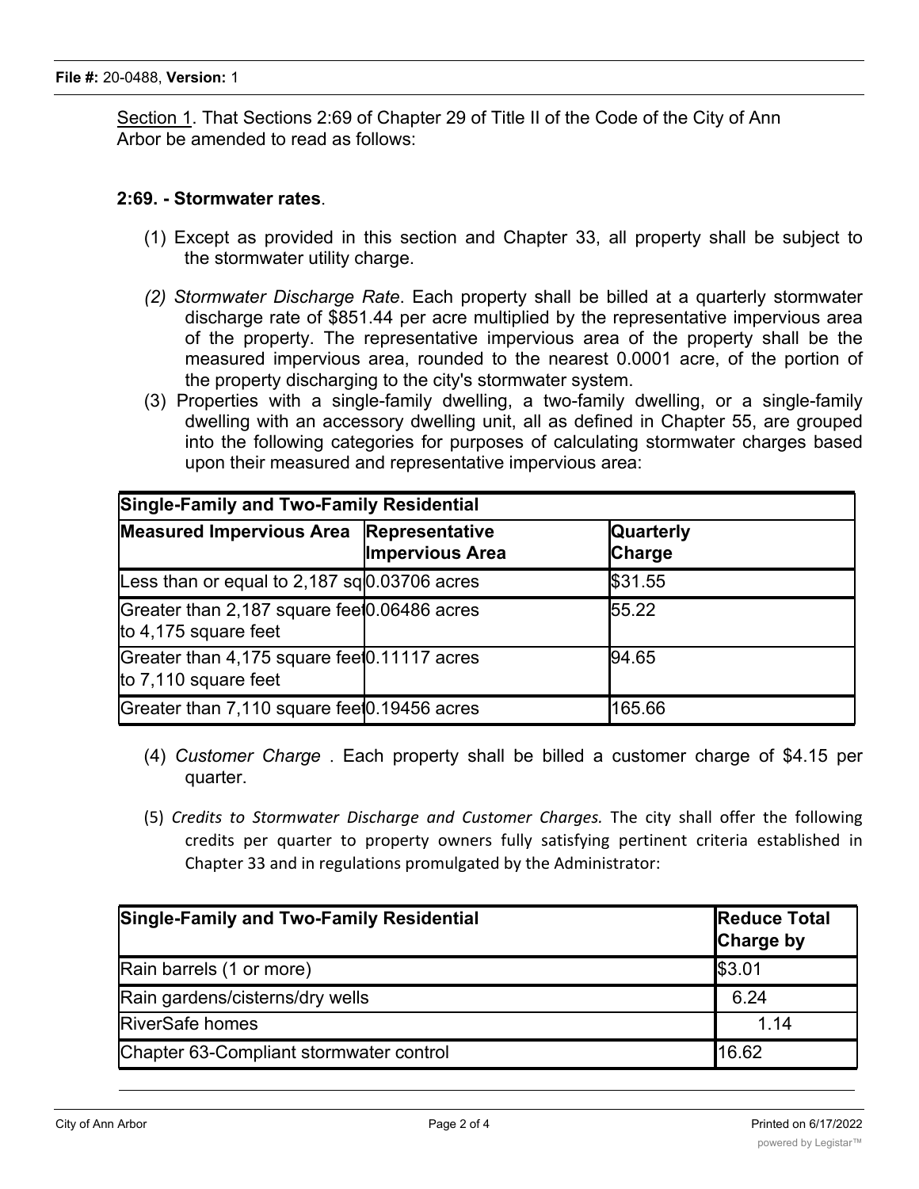Section 1. That Sections 2:69 of Chapter 29 of Title II of the Code of the City of Ann Arbor be amended to read as follows:

**2:69. - Stormwater rates**.

(1) Except as provided in this section and Chapter 33, all property shall be subject to the stormwater utility charge.

*(2) Stormwater Discharge Rate*. Each property shall be billed at a quarterly stormwater discharge rate of $851.44 per acre multiplied by the representative impervious area of the property. The representative impervious area of the property shall be the measured impervious area, rounded to the nearest 0.0001 acre, of the portion of the property discharging to the city's stormwater system.

(3) Properties with a single-family dwelling, a two-family dwelling, or a single-family dwelling with an accessory dwelling unit, all as defined in Chapter 55, are grouped into the following categories for purposes of calculating stormwater charges based upon their measured and representative impervious area:

| Single-Family and Two-Family Residential | | |
|---|---|---|
| **Measured Impervious Area** | **Representative Impervious Area** | **Quarterly Charge** |
| Less than or equal to 2,187 sq | 0.03706 acres | $31.55 |
| Greater than 2,187 square feet to 4,175 square feet | 0.06486 acres | 55.22 |
| Greater than 4,175 square feet to 7,110 square feet | 0.11117 acres | 94.65 |
| Greater than 7,110 square feet | 0.19456 acres | 165.66 |

(4) *Customer Charge* . Each property shall be billed a customer charge of $4.15 per quarter.

(5) *Credits to Stormwater Discharge and Customer Charges.* The city shall offer the following credits per quarter to property owners fully satisfying pertinent criteria established in Chapter 33 and in regulations promulgated by the Administrator:

| Single-Family and Two-Family Residential | Reduce Total Charge by |
|---|---|
| Rain barrels (1 or more) | $3.01 |
| Rain gardens/cisterns/dry wells | 6.24 |
| RiverSafe homes | 1.14 |
| Chapter 63-Compliant stormwater control | 16.62 |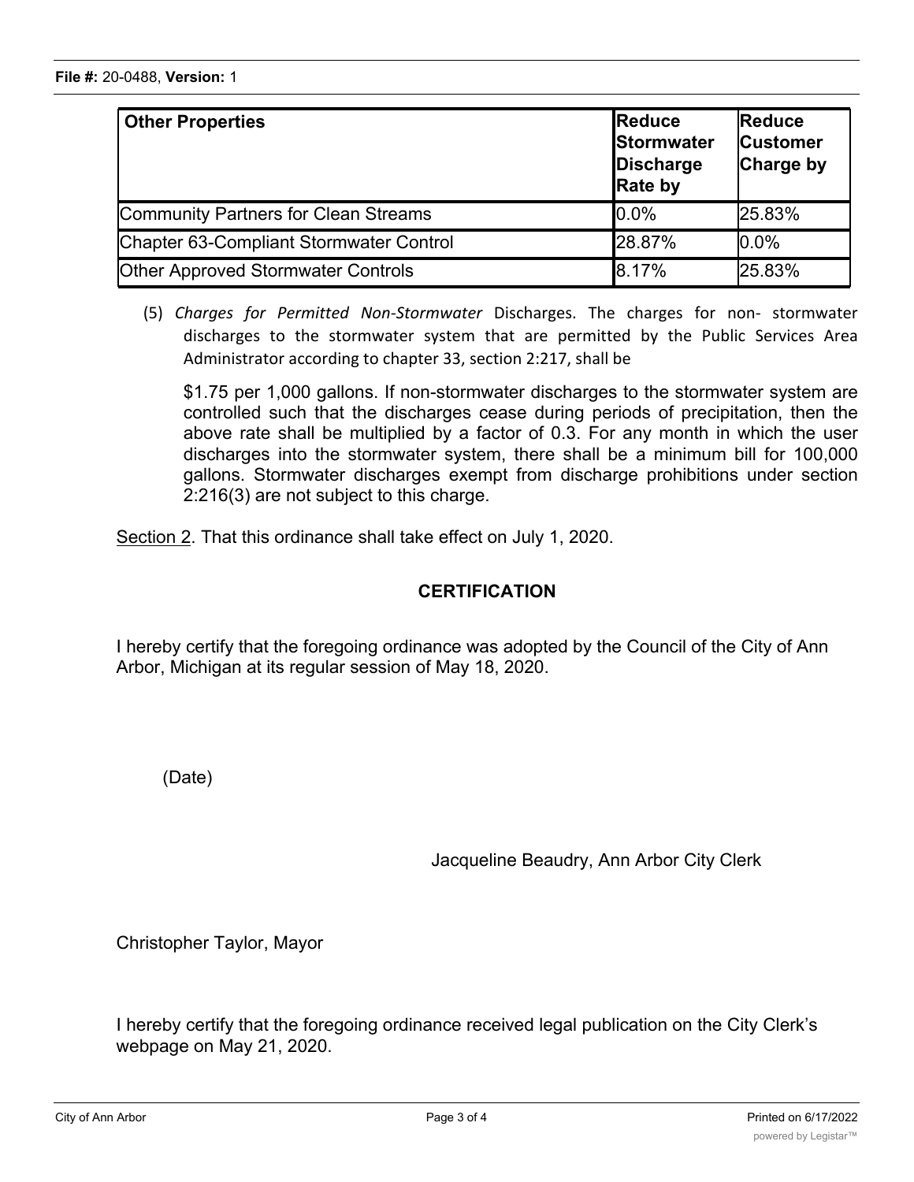| Other Properties | Reduce Stormwater Discharge Rate by | Reduce Customer Charge by |
|---|---|---|
| Community Partners for Clean Streams | 0.0% | 25.83% |
| Chapter 63-Compliant Stormwater Control | 28.87% | 0.0% |
| Other Approved Stormwater Controls | 8.17% | 25.83% |

(5) *Charges for Permitted Non-Stormwater* Discharges. The charges for non- stormwater discharges to the stormwater system that are permitted by the Public Services Area Administrator according to chapter 33, section 2:217, shall be

$1.75 per 1,000 gallons. If non-stormwater discharges to the stormwater system are controlled such that the discharges cease during periods of precipitation, then the above rate shall be multiplied by a factor of 0.3. For any month in which the user discharges into the stormwater system, there shall be a minimum bill for 100,000 gallons. Stormwater discharges exempt from discharge prohibitions under section 2:216(3) are not subject to this charge.

Section 2. That this ordinance shall take effect on July 1, 2020.

**CERTIFICATION**

I hereby certify that the foregoing ordinance was adopted by the Council of the City of Ann Arbor, Michigan at its regular session of May 18, 2020.

(Date)

Jacqueline Beaudry, Ann Arbor City Clerk

Christopher Taylor, Mayor

I hereby certify that the foregoing ordinance received legal publication on the City Clerk's webpage on May 21, 2020.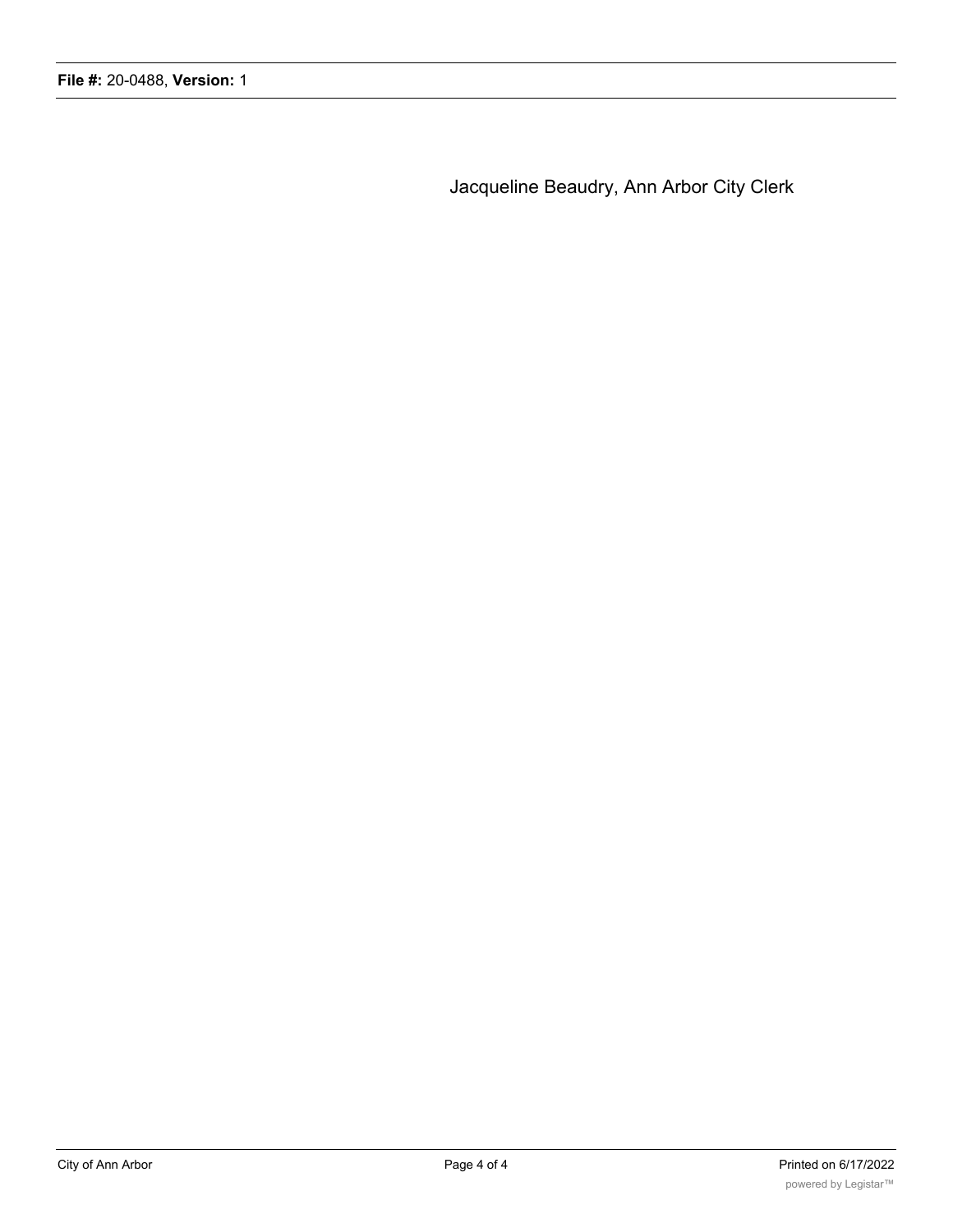Jacqueline Beaudry, Ann Arbor City Clerk